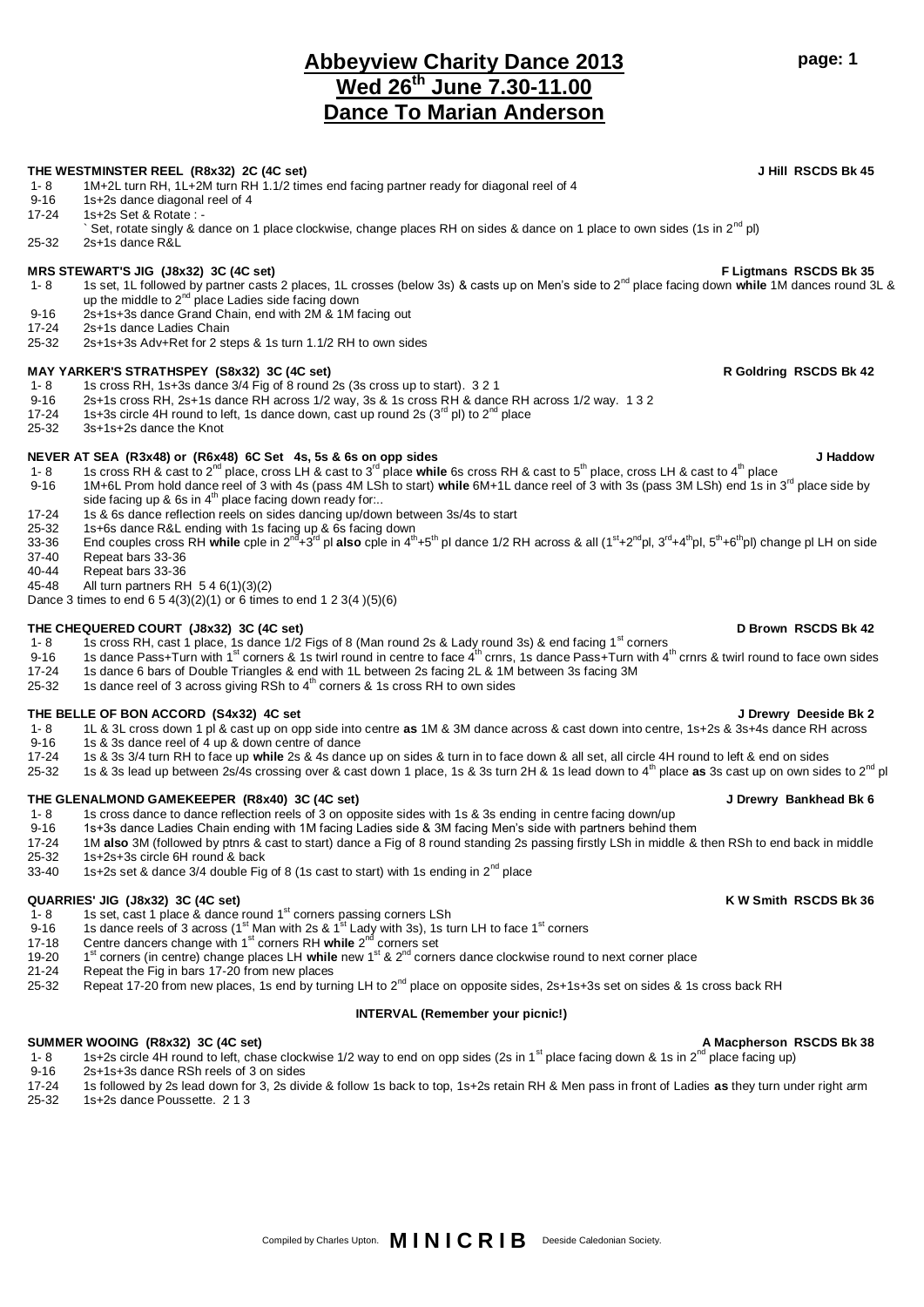# Abbeyview Charity Dance 2013
## Wed 26th June 7.30-11.00
## Dance To Marian Anderson

**THE WESTMINSTER REEL (R8x32) 2C (4C set)** — **J Hill RSCDS Bk 45**

| | |
|---|---|
| 1- 8 | 1M+2L turn RH, 1L+2M turn RH 1.1/2 times end facing partner ready for diagonal reel of 4 |
| 9-16 | 1s+2s dance diagonal reel of 4 |
| 17-24 | 1s+2s Set & Rotate : - ` Set, rotate singly & dance on 1 place clockwise, change places RH on sides & dance on 1 place to own sides (1s in 2nd pl) |
| 25-32 | 2s+1s dance R&L |

**MRS STEWART'S JIG (J8x32) 3C (4C set)** — **F Ligtmans RSCDS Bk 35**

| | |
|---|---|
| 1- 8 | 1s set, 1L followed by partner casts 2 places, 1L crosses (below 3s) & casts up on Men's side to 2nd place facing down **while** 1M dances round 3L & up the middle to 2nd place Ladies side facing down |
| 9-16 | 2s+1s+3s dance Grand Chain, end with 2M & 1M facing out |
| 17-24 | 2s+1s dance Ladies Chain |
| 25-32 | 2s+1s+3s Adv+Ret for 2 steps & 1s turn 1.1/2 RH to own sides |

**MAY YARKER'S STRATHSPEY (S8x32) 3C (4C set)** — **R Goldring RSCDS Bk 42**

| | |
|---|---|
| 1- 8 | 1s cross RH, 1s+3s dance 3/4 Fig of 8 round 2s (3s cross up to start). 3 2 1 |
| 9-16 | 2s+1s cross RH, 2s+1s dance RH across 1/2 way, 3s & 1s cross RH & dance RH across 1/2 way. 1 3 2 |
| 17-24 | 1s+3s circle 4H round to left, 1s dance down, cast up round 2s (3rd pl) to 2nd place |
| 25-32 | 3s+1s+2s dance the Knot |

**NEVER AT SEA (R3x48) or (R6x48) 6C Set 4s, 5s & 6s on opp sides** — **J Haddow**

| | |
|---|---|
| 1- 8 | 1s cross RH & cast to 2nd place, cross LH & cast to 3rd place **while** 6s cross RH & cast to 5th place, cross LH & cast to 4th place |
| 9-16 | 1M+6L Prom hold dance reel of 3 with 4s (pass 4M LSh to start) **while** 6M+1L dance reel of 3 with 3s (pass 3M LSh) end 1s in 3rd place side by side facing up & 6s in 4th place facing down ready for:.. |
| 17-24 | 1s & 6s dance reflection reels on sides dancing up/down between 3s/4s to start |
| 25-32 | 1s+6s dance R&L ending with 1s facing up & 6s facing down |
| 33-36 | End couples cross RH **while** cple in 2nd+3rd pl **also** cple in 4th+5th pl dance 1/2 RH across & all (1st+2ndpl, 3rd+4thpl, 5th+6thpl) change pl LH on side |
| 37-40 | Repeat bars 33-36 |
| 40-44 | Repeat bars 33-36 |
| 45-48 | All turn partners RH 5 4 6(1)(3)(2) |

Dance 3 times to end 6 5 4(3)(2)(1) or 6 times to end 1 2 3(4 )(5)(6)

**THE CHEQUERED COURT (J8x32) 3C (4C set)** — **D Brown RSCDS Bk 42**

| | |
|---|---|
| 1- 8 | 1s cross RH, cast 1 place, 1s dance 1/2 Figs of 8 (Man round 2s & Lady round 3s) & end facing 1st corners |
| 9-16 | 1s dance Pass+Turn with 1st corners & 1s twirl round in centre to face 4th crnrs, 1s dance Pass+Turn with 4th crnrs & twirl round to face own sides |
| 17-24 | 1s dance 6 bars of Double Triangles & end with 1L between 2s facing 2L & 1M between 3s facing 3M |
| 25-32 | 1s dance reel of 3 across giving RSh to 4th corners & 1s cross RH to own sides |

**THE BELLE OF BON ACCORD (S4x32) 4C set** — **J Drewry Deeside Bk 2**

| | |
|---|---|
| 1- 8 | 1L & 3L cross down 1 pl & cast up on opp side into centre **as** 1M & 3M dance across & cast down into centre, 1s+2s & 3s+4s dance RH across |
| 9-16 | 1s & 3s dance reel of 4 up & down centre of dance |
| 17-24 | 1s & 3s 3/4 turn RH to face up **while** 2s & 4s dance up on sides & turn in to face down & all set, all circle 4H round to left & end on sides |
| 25-32 | 1s & 3s lead up between 2s/4s crossing over & cast down 1 place, 1s & 3s turn 2H & 1s lead down to 4th place **as** 3s cast up on own sides to 2nd pl |

**THE GLENALMOND GAMEKEEPER (R8x40) 3C (4C set)** — **J Drewry Bankhead Bk 6**

| | |
|---|---|
| 1- 8 | 1s cross dance to dance reflection reels of 3 on opposite sides with 1s & 3s ending in centre facing down/up |
| 9-16 | 1s+3s dance Ladies Chain ending with 1M facing Ladies side & 3M facing Men's side with partners behind them |
| 17-24 | 1M **also** 3M (followed by ptnrs & cast to start) dance a Fig of 8 round standing 2s passing firstly LSh in middle & then RSh to end back in middle |
| 25-32 | 1s+2s+3s circle 6H round & back |
| 33-40 | 1s+2s set & dance 3/4 double Fig of 8 (1s cast to start) with 1s ending in 2nd place |

**QUARRIES' JIG (J8x32) 3C (4C set)** — **K W Smith RSCDS Bk 36**

| | |
|---|---|
| 1- 8 | 1s set, cast 1 place & dance round 1st corners passing corners LSh |
| 9-16 | 1s dance reels of 3 across (1st Man with 2s & 1st Lady with 3s), 1s turn LH to face 1st corners |
| 17-18 | Centre dancers change with 1st corners RH **while** 2nd corners set |
| 19-20 | 1st corners (in centre) change places LH **while** new 1st & 2nd corners dance clockwise round to next corner place |
| 21-24 | Repeat the Fig in bars 17-20 from new places |
| 25-32 | Repeat 17-20 from new places, 1s end by turning LH to 2nd place on opposite sides, 2s+1s+3s set on sides & 1s cross back RH |

**INTERVAL (Remember your picnic!)**

**SUMMER WOOING (R8x32) 3C (4C set)** — **A Macpherson RSCDS Bk 38**

| | |
|---|---|
| 1- 8 | 1s+2s circle 4H round to left, chase clockwise 1/2 way to end on opp sides (2s in 1st place facing down & 1s in 2nd place facing up) |
| 9-16 | 2s+1s+3s dance RSh reels of 3 on sides |
| 17-24 | 1s followed by 2s lead down for 3, 2s divide & follow 1s back to top, 1s+2s retain RH & Men pass in front of Ladies **as** they turn under right arm |
| 25-32 | 1s+2s dance Poussette. 2 1 3 |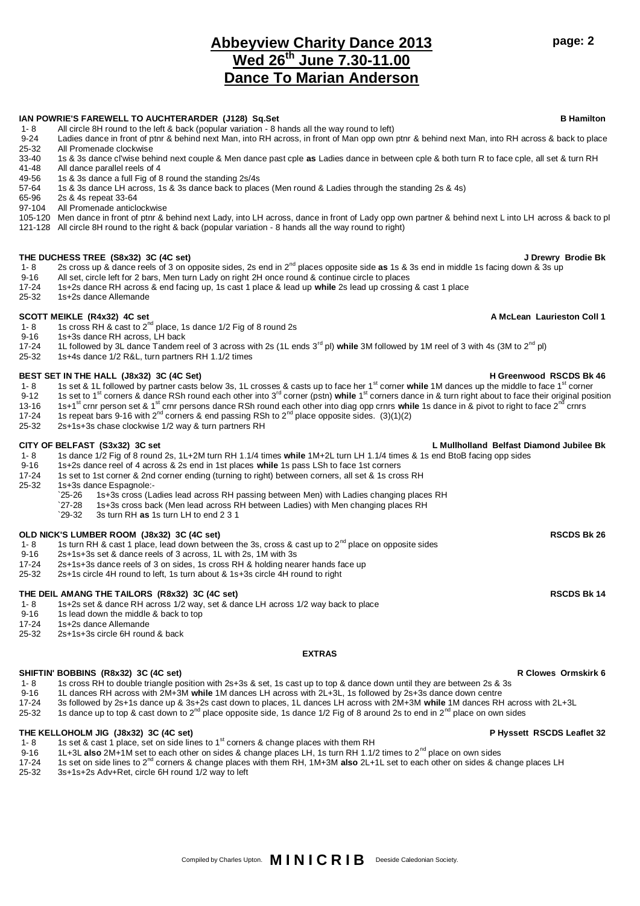# Abbeyview Charity Dance 2013
# Wed 26th June 7.30-11.00
# Dance To Marian Anderson

**IAN POWRIE'S FAREWELL TO AUCHTERARDER (J128) Sq.Set** — **B Hamilton**

- 1- 8 All circle 8H round to the left & back (popular variation - 8 hands all the way round to left)
- 9-24 Ladies dance in front of ptnr & behind next Man, into RH across, in front of Man opp own ptnr & behind next Man, into RH across & back to place
- 25-32 All Promenade clockwise
- 33-40 1s & 3s dance cl'wise behind next couple & Men dance past cple **as** Ladies dance in between cple & both turn R to face cple, all set & turn RH
- 41-48 All dance parallel reels of 4
- 49-56 1s & 3s dance a full Fig of 8 round the standing 2s/4s
- 57-64 1s & 3s dance LH across, 1s & 3s dance back to places (Men round & Ladies through the standing 2s & 4s)
- 65-96 2s & 4s repeat 33-64
- 97-104 All Promenade anticlockwise
- 105-120 Men dance in front of ptnr & behind next Lady, into LH across, dance in front of Lady opp own partner & behind next L into LH across & back to pl
- 121-128 All circle 8H round to the right & back (popular variation - 8 hands all the way round to right)

**THE DUCHESS TREE (S8x32) 3C (4C set)** — **J Drewry Brodie Bk**

- 1- 8 2s cross up & dance reels of 3 on opposite sides, 2s end in 2nd places opposite side **as** 1s & 3s end in middle 1s facing down & 3s up
- 9-16 All set, circle left for 2 bars, Men turn Lady on right 2H once round & continue circle to places
- 17-24 1s+2s dance RH across & end facing up, 1s cast 1 place & lead up **while** 2s lead up crossing & cast 1 place
- 25-32 1s+2s dance Allemande

**SCOTT MEIKLE (R4x32) 4C set** — **A McLean Laurieston Coll 1**

- 1- 8 1s cross RH & cast to 2nd place, 1s dance 1/2 Fig of 8 round 2s
- 9-16 1s+3s dance RH across, LH back
- 17-24 1L followed by 3L dance Tandem reel of 3 across with 2s (1L ends 3rd pl) **while** 3M followed by 1M reel of 3 with 4s (3M to 2nd pl)
- 25-32 1s+4s dance 1/2 R&L, turn partners RH 1.1/2 times

**BEST SET IN THE HALL (J8x32) 3C (4C Set)** — **H Greenwood RSCDS Bk 46**

- 1- 8 1s set & 1L followed by partner casts below 3s, 1L crosses & casts up to face her 1st corner **while** 1M dances up the middle to face 1st corner
- 9-12 1s set to 1st corners & dance RSh round each other into 3rd corner (pstn) **while** 1st corners dance in & turn right about to face their original position
- 13-16 1s+1st crnr person set & 1st crnr persons dance RSh round each other into diag opp crnrs **while** 1s dance in & pivot to right to face 2nd crnrs
- 17-24 1s repeat bars 9-16 with 2nd corners & end passing RSh to 2nd place opposite sides. (3)(1)(2)
- 25-32 2s+1s+3s chase clockwise 1/2 way & turn partners RH

**CITY OF BELFAST (S3x32) 3C set** — **L Mullholland Belfast Diamond Jubilee Bk**

- 1- 8 1s dance 1/2 Fig of 8 round 2s, 1L+2M turn RH 1.1/4 times **while** 1M+2L turn LH 1.1/4 times & 1s end BtoB facing opp sides
- 9-16 1s+2s dance reel of 4 across & 2s end in 1st places **while** 1s pass LSh to face 1st corners
- 17-24 1s set to 1st corner & 2nd corner ending (turning to right) between corners, all set & 1s cross RH
- 25-32 1s+3s dance Espagnole:-
  - `25-26 1s+3s cross (Ladies lead across RH passing between Men) with Ladies changing places RH
  - `27-28 1s+3s cross back (Men lead across RH between Ladies) with Men changing places RH
  - `29-32 3s turn RH **as** 1s turn LH to end 2 3 1

**OLD NICK'S LUMBER ROOM (J8x32) 3C (4C set)** — **RSCDS Bk 26**

- 1- 8 1s turn RH & cast 1 place, lead down between the 3s, cross & cast up to 2nd place on opposite sides
- 9-16 2s+1s+3s set & dance reels of 3 across, 1L with 2s, 1M with 3s
- 17-24 2s+1s+3s dance reels of 3 on sides, 1s cross RH & holding nearer hands face up
- 25-32 2s+1s circle 4H round to left, 1s turn about & 1s+3s circle 4H round to right

**THE DEIL AMANG THE TAILORS (R8x32) 3C (4C set)** — **RSCDS Bk 14**

- 1- 8 1s+2s set & dance RH across 1/2 way, set & dance LH across 1/2 way back to place
- 9-16 1s lead down the middle & back to top
- 17-24 1s+2s dance Allemande
- 25-32 2s+1s+3s circle 6H round & back

## EXTRAS

**SHIFTIN' BOBBINS (R8x32) 3C (4C set)** — **R Clowes Ormskirk 6**

- 1- 8 1s cross RH to double triangle position with 2s+3s & set, 1s cast up to top & dance down until they are between 2s & 3s
- 9-16 1L dances RH across with 2M+3M **while** 1M dances LH across with 2L+3L, 1s followed by 2s+3s dance down centre
- 17-24 3s followed by 2s+1s dance up & 3s+2s cast down to places, 1L dances LH across with 2M+3M **while** 1M dances RH across with 2L+3L
- 25-32 1s dance up to top & cast down to 2nd place opposite side, 1s dance 1/2 Fig of 8 around 2s to end in 2nd place on own sides

**THE KELLOHOLM JIG (J8x32) 3C (4C set)** — **P Hyssett RSCDS Leaflet 32**

- 1- 8 1s set & cast 1 place, set on side lines to 1st corners & change places with them RH
- 9-16 1L+3L **also** 2M+1M set to each other on sides & change places LH, 1s turn RH 1.1/2 times to 2nd place on own sides
- 17-24 1s set on side lines to 2nd corners & change places with them RH, 1M+3M **also** 2L+1L set to each other on sides & change places LH
- 25-32 3s+1s+2s Adv+Ret, circle 6H round 1/2 way to left

Compiled by Charles Upton. **MINICRIB** Deeside Caledonian Society.